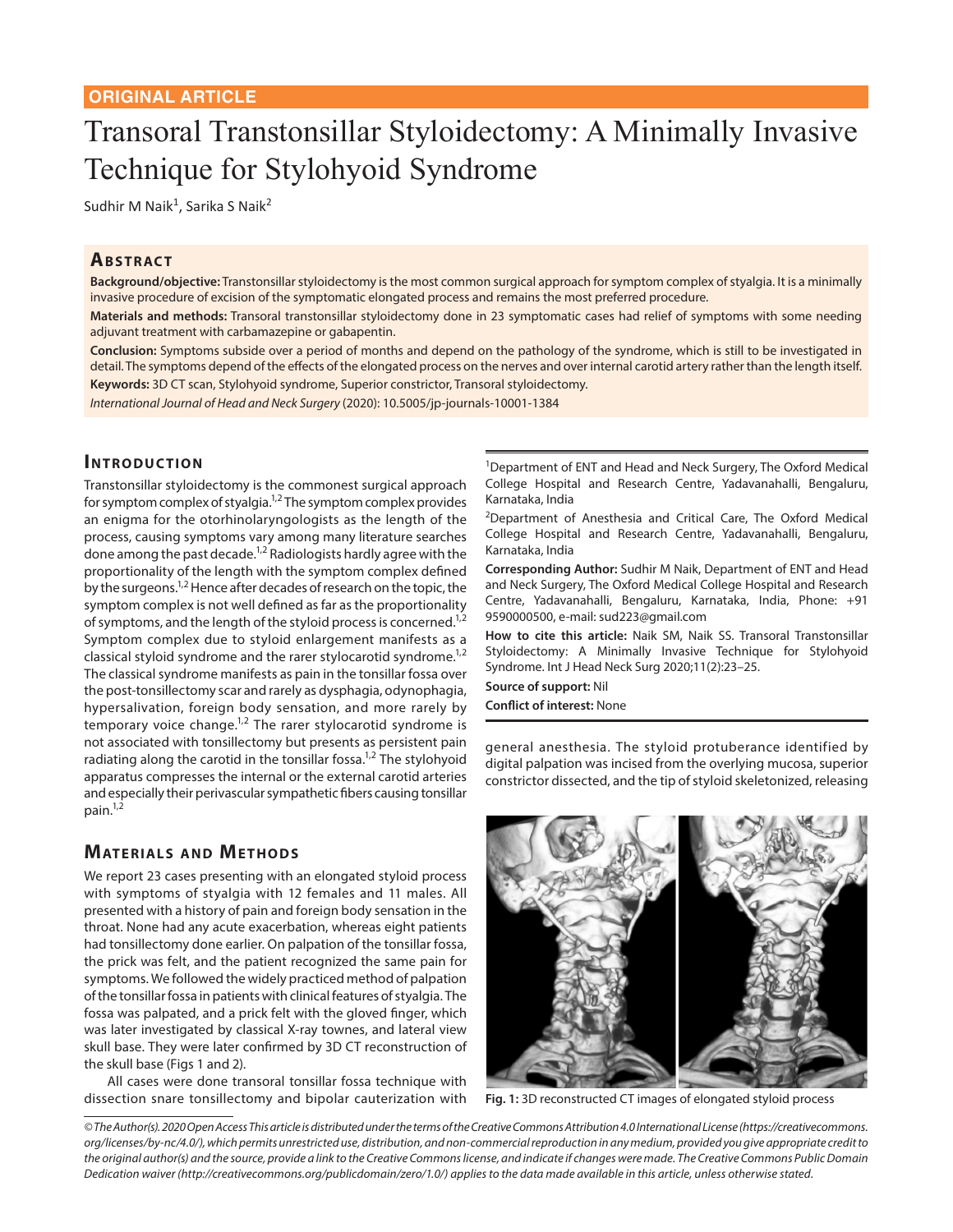ORIGINAL ARTICLE

# Transoral Transtonsillar Styloidectomy: A Minimally Invasive Technique for Stylohyoid Syndrome

Sudhir M Naik[1], Sarika S Naik[2]

## Abstract

**Background/objective:** Transtonsillar styloidectomy is the most common surgical approach for symptom complex of styalgia. It is a minimally invasive procedure of excision of the symptomatic elongated process and remains the most preferred procedure.

**Materials and methods:** Transoral transtonsillar styloidectomy done in 23 symptomatic cases had relief of symptoms with some needing adjuvant treatment with carbamazepine or gabapentin.

**Conclusion:** Symptoms subside over a period of months and depend on the pathology of the syndrome, which is still to be investigated in detail. The symptoms depend of the effects of the elongated process on the nerves and over internal carotid artery rather than the length itself.

**Keywords:** 3D CT scan, Stylohyoid syndrome, Superior constrictor, Transoral styloidectomy.

*International Journal of Head and Neck Surgery* (2020): 10.5005/jp-journals-10001-1384

## Introduction

Transtonsillar styloidectomy is the commonest surgical approach for symptom complex of styalgia.[1,2] The symptom complex provides an enigma for the otorhinolaryngologists as the length of the process, causing symptoms vary among many literature searches done among the past decade.[1,2] Radiologists hardly agree with the proportionality of the length with the symptom complex defined by the surgeons.[1,2] Hence after decades of research on the topic, the symptom complex is not well defined as far as the proportionality of symptoms, and the length of the styloid process is concerned.[1,2] Symptom complex due to styloid enlargement manifests as a classical styloid syndrome and the rarer stylocarotid syndrome.[1,2] The classical syndrome manifests as pain in the tonsillar fossa over the post-tonsillectomy scar and rarely as dysphagia, odynophagia, hypersalivation, foreign body sensation, and more rarely by temporary voice change.[1,2] The rarer stylocarotid syndrome is not associated with tonsillectomy but presents as persistent pain radiating along the carotid in the tonsillar fossa.[1,2] The stylohyoid apparatus compresses the internal or the external carotid arteries and especially their perivascular sympathetic fibers causing tonsillar pain.[1,2]

## Materials and Methods

We report 23 cases presenting with an elongated styloid process with symptoms of styalgia with 12 females and 11 males. All presented with a history of pain and foreign body sensation in the throat. None had any acute exacerbation, whereas eight patients had tonsillectomy done earlier. On palpation of the tonsillar fossa, the prick was felt, and the patient recognized the same pain for symptoms. We followed the widely practiced method of palpation of the tonsillar fossa in patients with clinical features of styalgia. The fossa was palpated, and a prick felt with the gloved finger, which was later investigated by classical X-ray townes, and lateral view skull base. They were later confirmed by 3D CT reconstruction of the skull base (Figs 1 and 2).

All cases were done transoral tonsillar fossa technique with dissection snare tonsillectomy and bipolar cauterization with general anesthesia. The styloid protuberance identified by digital palpation was incised from the overlying mucosa, superior constrictor dissected, and the tip of styloid skeletonized, releasing

Fig. 1: 3D reconstructed CT images of elongated styloid process

[1]Department of ENT and Head and Neck Surgery, The Oxford Medical College Hospital and Research Centre, Yadavanahalli, Bengaluru, Karnataka, India

[2]Department of Anesthesia and Critical Care, The Oxford Medical College Hospital and Research Centre, Yadavanahalli, Bengaluru, Karnataka, India

**Corresponding Author:** Sudhir M Naik, Department of ENT and Head and Neck Surgery, The Oxford Medical College Hospital and Research Centre, Yadavanahalli, Bengaluru, Karnataka, India, Phone: +91 9590000500, e-mail: sud223@gmail.com

**How to cite this article:** Naik SM, Naik SS. Transoral Transtonsillar Styloidectomy: A Minimally Invasive Technique for Stylohyoid Syndrome. Int J Head Neck Surg 2020;11(2):23–25.

**Source of support:** Nil

**Conflict of interest:** None

*© The Author(s). 2020 Open Access This article is distributed under the terms of the Creative Commons Attribution 4.0 International License (https://creativecommons.org/licenses/by-nc/4.0/), which permits unrestricted use, distribution, and non-commercial reproduction in any medium, provided you give appropriate credit to the original author(s) and the source, provide a link to the Creative Commons license, and indicate if changes were made. The Creative Commons Public Domain Dedication waiver (http://creativecommons.org/publicdomain/zero/1.0/) applies to the data made available in this article, unless otherwise stated.*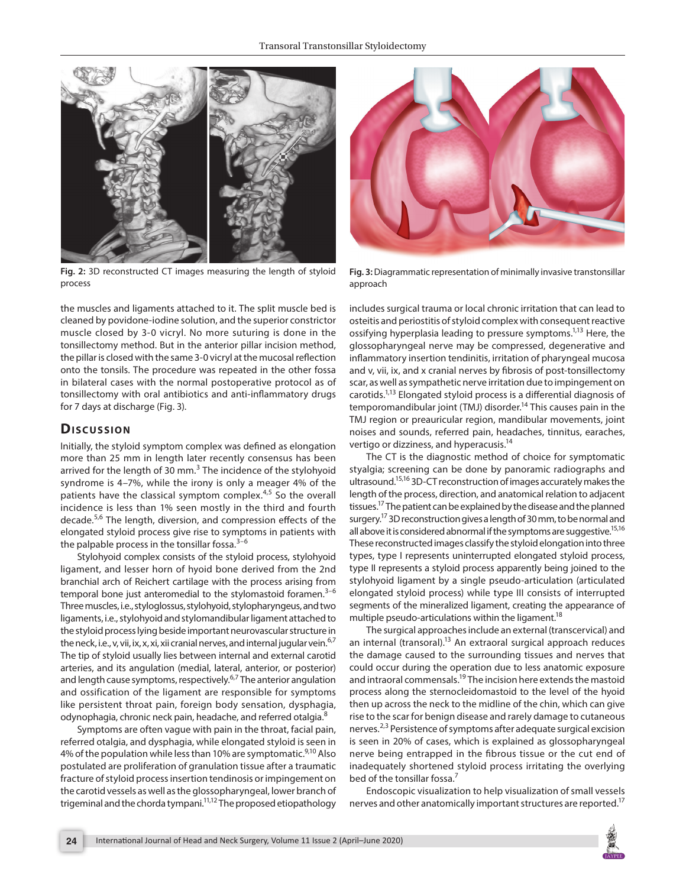Fig. 2: 3D reconstructed CT images measuring the length of styloid process

Fig. 3: Diagrammatic representation of minimally invasive transtonsillar approach

the muscles and ligaments attached to it. The split muscle bed is cleaned by povidone-iodine solution, and the superior constrictor muscle closed by 3-0 vicryl. No more suturing is done in the tonsillectomy method. But in the anterior pillar incision method, the pillar is closed with the same 3-0 vicryl at the mucosal reflection onto the tonsils. The procedure was repeated in the other fossa in bilateral cases with the normal postoperative protocol as of tonsillectomy with oral antibiotics and anti-inflammatory drugs for 7 days at discharge (Fig. 3).

## Discussion

Initially, the styloid symptom complex was defined as elongation more than 25 mm in length later recently consensus has been arrived for the length of 30 mm.[3] The incidence of the stylohyoid syndrome is 4–7%, while the irony is only a meager 4% of the patients have the classical symptom complex.[4,5] So the overall incidence is less than 1% seen mostly in the third and fourth decade.[5,6] The length, diversion, and compression effects of the elongated styloid process give rise to symptoms in patients with the palpable process in the tonsillar fossa.[3–6]

Stylohyoid complex consists of the styloid process, stylohyoid ligament, and lesser horn of hyoid bone derived from the 2nd branchial arch of Reichert cartilage with the process arising from temporal bone just anteromedial to the stylomastoid foramen.[3–6] Three muscles, i.e., styloglossus, stylohyoid, stylopharyngeus, and two ligaments, i.e., stylohyoid and stylomandibular ligament attached to the styloid process lying beside important neurovascular structure in the neck, i.e., v, vii, ix, x, xi, xii cranial nerves, and internal jugular vein.[6,7] The tip of styloid usually lies between internal and external carotid arteries, and its angulation (medial, lateral, anterior, or posterior) and length cause symptoms, respectively.[6,7] The anterior angulation and ossification of the ligament are responsible for symptoms like persistent throat pain, foreign body sensation, dysphagia, odynophagia, chronic neck pain, headache, and referred otalgia.[8]

Symptoms are often vague with pain in the throat, facial pain, referred otalgia, and dysphagia, while elongated styloid is seen in 4% of the population while less than 10% are symptomatic.[9,10] Also postulated are proliferation of granulation tissue after a traumatic fracture of styloid process insertion tendinosis or impingement on the carotid vessels as well as the glossopharyngeal, lower branch of trigeminal and the chorda tympani.[11,12] The proposed etiopathology includes surgical trauma or local chronic irritation that can lead to osteitis and periostitis of styloid complex with consequent reactive ossifying hyperplasia leading to pressure symptoms.[1,13] Here, the glossopharyngeal nerve may be compressed, degenerative and inflammatory insertion tendinitis, irritation of pharyngeal mucosa and v, vii, ix, and x cranial nerves by fibrosis of post-tonsillectomy scar, as well as sympathetic nerve irritation due to impingement on carotids.[1,13] Elongated styloid process is a differential diagnosis of temporomandibular joint (TMJ) disorder.[14] This causes pain in the TMJ region or preauricular region, mandibular movements, joint noises and sounds, referred pain, headaches, tinnitus, earaches, vertigo or dizziness, and hyperacusis.[14]

The CT is the diagnostic method of choice for symptomatic styalgia; screening can be done by panoramic radiographs and ultrasound.[15,16] 3D-CT reconstruction of images accurately makes the length of the process, direction, and anatomical relation to adjacent tissues.[17] The patient can be explained by the disease and the planned surgery.[17] 3D reconstruction gives a length of 30 mm, to be normal and all above it is considered abnormal if the symptoms are suggestive.[15,16] These reconstructed images classify the styloid elongation into three types, type I represents uninterrupted elongated styloid process, type II represents a styloid process apparently being joined to the stylohyoid ligament by a single pseudo-articulation (articulated elongated styloid process) while type III consists of interrupted segments of the mineralized ligament, creating the appearance of multiple pseudo-articulations within the ligament.[18]

The surgical approaches include an external (transcervical) and an internal (transoral).[13] An extraoral surgical approach reduces the damage caused to the surrounding tissues and nerves that could occur during the operation due to less anatomic exposure and intraoral commensals.[19] The incision here extends the mastoid process along the sternocleidomastoid to the level of the hyoid then up across the neck to the midline of the chin, which can give rise to the scar for benign disease and rarely damage to cutaneous nerves.[2,3] Persistence of symptoms after adequate surgical excision is seen in 20% of cases, which is explained as glossopharyngeal nerve being entrapped in the fibrous tissue or the cut end of inadequately shortened styloid process irritating the overlying bed of the tonsillar fossa.[7]

Endoscopic visualization to help visualization of small vessels nerves and other anatomically important structures are reported.[17]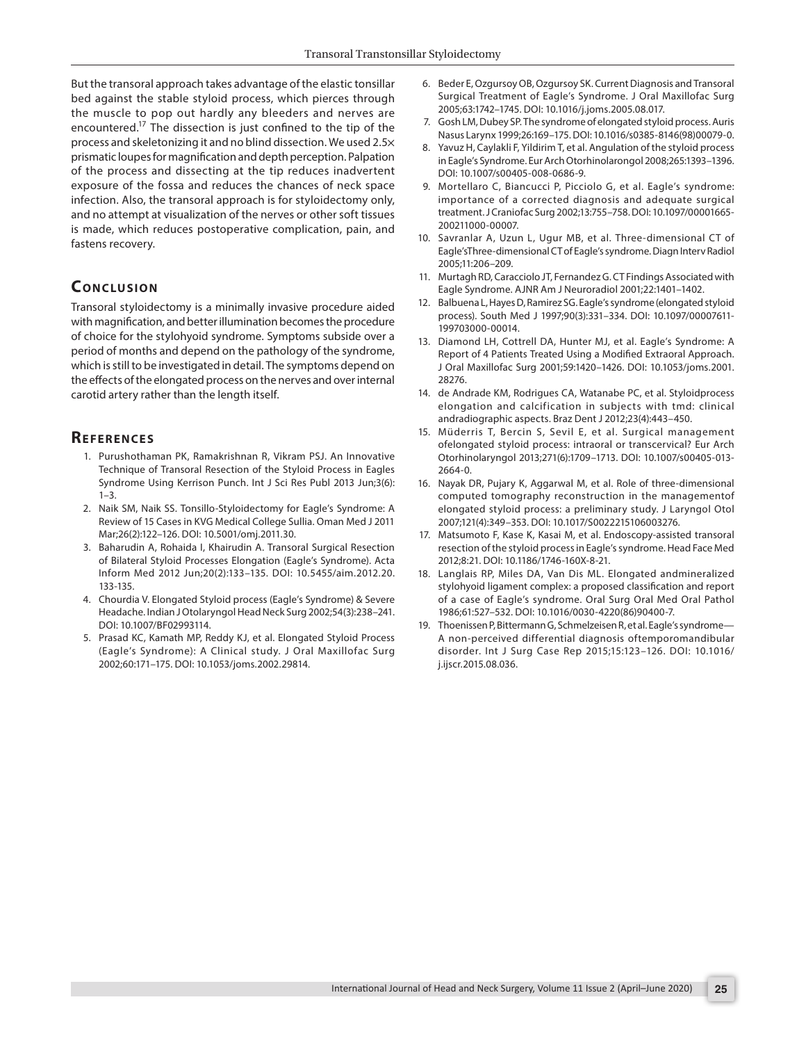But the transoral approach takes advantage of the elastic tonsillar bed against the stable styloid process, which pierces through the muscle to pop out hardly any bleeders and nerves are encountered.[17] The dissection is just confined to the tip of the process and skeletonizing it and no blind dissection. We used 2.5× prismatic loupes for magnification and depth perception. Palpation of the process and dissecting at the tip reduces inadvertent exposure of the fossa and reduces the chances of neck space infection. Also, the transoral approach is for styloidectomy only, and no attempt at visualization of the nerves or other soft tissues is made, which reduces postoperative complication, pain, and fastens recovery.

## Conclusion

Transoral styloidectomy is a minimally invasive procedure aided with magnification, and better illumination becomes the procedure of choice for the stylohyoid syndrome. Symptoms subside over a period of months and depend on the pathology of the syndrome, which is still to be investigated in detail. The symptoms depend on the effects of the elongated process on the nerves and over internal carotid artery rather than the length itself.

## References

1. Purushothaman PK, Ramakrishnan R, Vikram PSJ. An Innovative Technique of Transoral Resection of the Styloid Process in Eagles Syndrome Using Kerrison Punch. Int J Sci Res Publ 2013 Jun;3(6): 1–3.
2. Naik SM, Naik SS. Tonsillo-Styloidectomy for Eagle's Syndrome: A Review of 15 Cases in KVG Medical College Sullia. Oman Med J 2011 Mar;26(2):122–126. DOI: 10.5001/omj.2011.30.
3. Baharudin A, Rohaida I, Khairudin A. Transoral Surgical Resection of Bilateral Styloid Processes Elongation (Eagle's Syndrome). Acta Inform Med 2012 Jun;20(2):133–135. DOI: 10.5455/aim.2012.20. 133-135.
4. Chourdia V. Elongated Styloid process (Eagle's Syndrome) & Severe Headache. Indian J Otolaryngol Head Neck Surg 2002;54(3):238–241. DOI: 10.1007/BF02993114.
5. Prasad KC, Kamath MP, Reddy KJ, et al. Elongated Styloid Process (Eagle's Syndrome): A Clinical study. J Oral Maxillofac Surg 2002;60:171–175. DOI: 10.1053/joms.2002.29814.
6. Beder E, Ozgursoy OB, Ozgursoy SK. Current Diagnosis and Transoral Surgical Treatment of Eagle's Syndrome. J Oral Maxillofac Surg 2005;63:1742–1745. DOI: 10.1016/j.joms.2005.08.017.
7. Gosh LM, Dubey SP. The syndrome of elongated styloid process. Auris Nasus Larynx 1999;26:169–175. DOI: 10.1016/s0385-8146(98)00079-0.
8. Yavuz H, Caylakli F, Yildirim T, et al. Angulation of the styloid process in Eagle's Syndrome. Eur Arch Otorhinolarongol 2008;265:1393–1396. DOI: 10.1007/s00405-008-0686-9.
9. Mortellaro C, Biancucci P, Picciolo G, et al. Eagle's syndrome: importance of a corrected diagnosis and adequate surgical treatment. J Craniofac Surg 2002;13:755–758. DOI: 10.1097/00001665-200211000-00007.
10. Savranlar A, Uzun L, Ugur MB, et al. Three-dimensional CT of Eagle'sThree-dimensional CT of Eagle's syndrome. Diagn Interv Radiol 2005;11:206–209.
11. Murtagh RD, Caracciolo JT, Fernandez G. CT Findings Associated with Eagle Syndrome. AJNR Am J Neuroradiol 2001;22:1401–1402.
12. Balbuena L, Hayes D, Ramirez SG. Eagle's syndrome (elongated styloid process). South Med J 1997;90(3):331–334. DOI: 10.1097/00007611-199703000-00014.
13. Diamond LH, Cottrell DA, Hunter MJ, et al. Eagle's Syndrome: A Report of 4 Patients Treated Using a Modified Extraoral Approach. J Oral Maxillofac Surg 2001;59:1420–1426. DOI: 10.1053/joms.2001. 28276.
14. de Andrade KM, Rodrigues CA, Watanabe PC, et al. Styloidprocess elongation and calcification in subjects with tmd: clinical andradiographic aspects. Braz Dent J 2012;23(4):443–450.
15. Müderris T, Bercin S, Sevil E, et al. Surgical management ofelongated styloid process: intraoral or transcervical? Eur Arch Otorhinolaryngol 2013;271(6):1709–1713. DOI: 10.1007/s00405-013-2664-0.
16. Nayak DR, Pujary K, Aggarwal M, et al. Role of three-dimensional computed tomography reconstruction in the managementof elongated styloid process: a preliminary study. J Laryngol Otol 2007;121(4):349–353. DOI: 10.1017/S0022215106003276.
17. Matsumoto F, Kase K, Kasai M, et al. Endoscopy-assisted transoral resection of the styloid process in Eagle's syndrome. Head Face Med 2012;8:21. DOI: 10.1186/1746-160X-8-21.
18. Langlais RP, Miles DA, Van Dis ML. Elongated andmineralized stylohyoid ligament complex: a proposed classification and report of a case of Eagle's syndrome. Oral Surg Oral Med Oral Pathol 1986;61:527–532. DOI: 10.1016/0030-4220(86)90400-7.
19. Thoenissen P, Bittermann G, Schmelzeisen R, et al. Eagle's syndrome—A non-perceived differential diagnosis oftemporomandibular disorder. Int J Surg Case Rep 2015;15:123–126. DOI: 10.1016/ j.ijscr.2015.08.036.